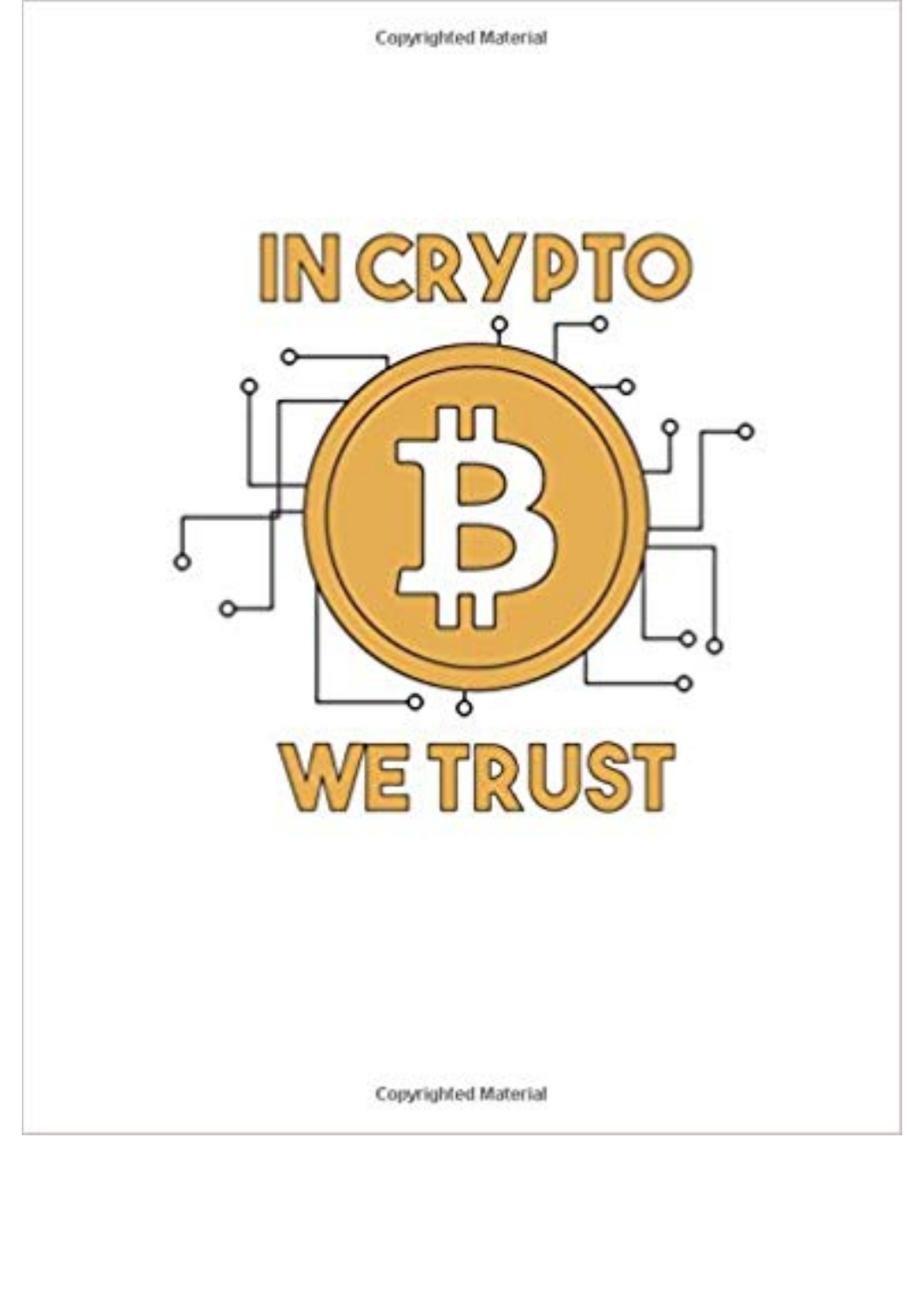# IN CRYPTO WE TRUST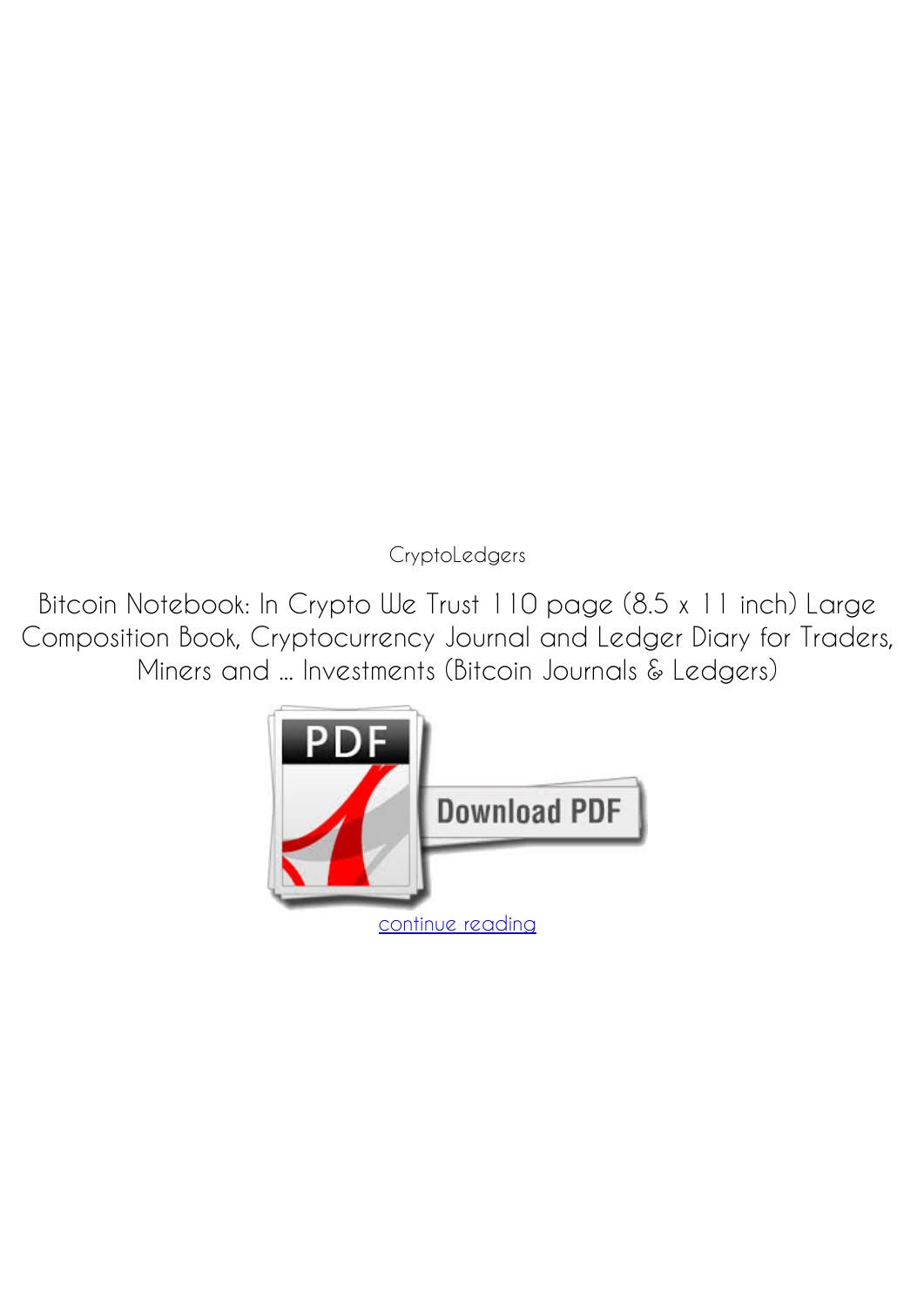CryptoLedgers

Bitcoin Notebook: In Crypto We Trust 110 page (8.5 x 11 inch) Large Composition Book, Cryptocurrency Journal and Ledger Diary for Traders, Miners and ... Investments (Bitcoin Journals & Ledgers)

continue reading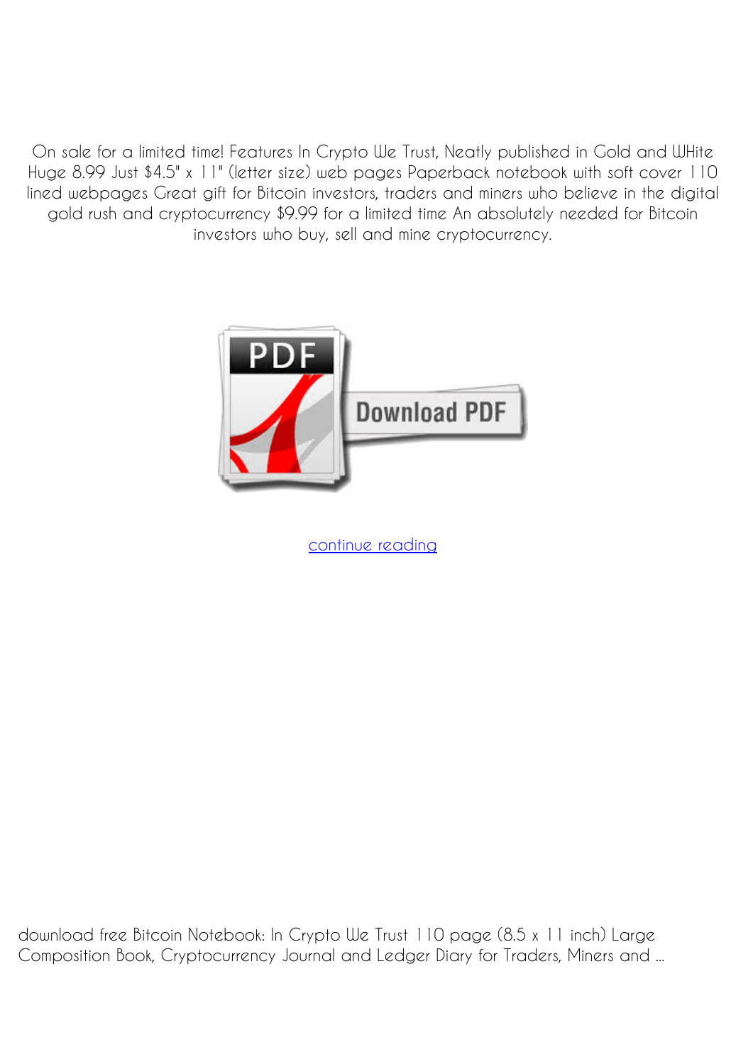On sale for a limited time! Features In Crypto We Trust, Neatly published in Gold and WHite Huge 8.99 Just $4.5" x 11" (letter size) web pages Paperback notebook with soft cover 110 lined webpages Great gift for Bitcoin investors, traders and miners who believe in the digital gold rush and cryptocurrency $9.99 for a limited time An absolutely needed for Bitcoin investors who buy, sell and mine cryptocurrency.

continue reading

download free Bitcoin Notebook: In Crypto We Trust 110 page (8.5 x 11 inch) Large Composition Book, Cryptocurrency Journal and Ledger Diary for Traders, Miners and ...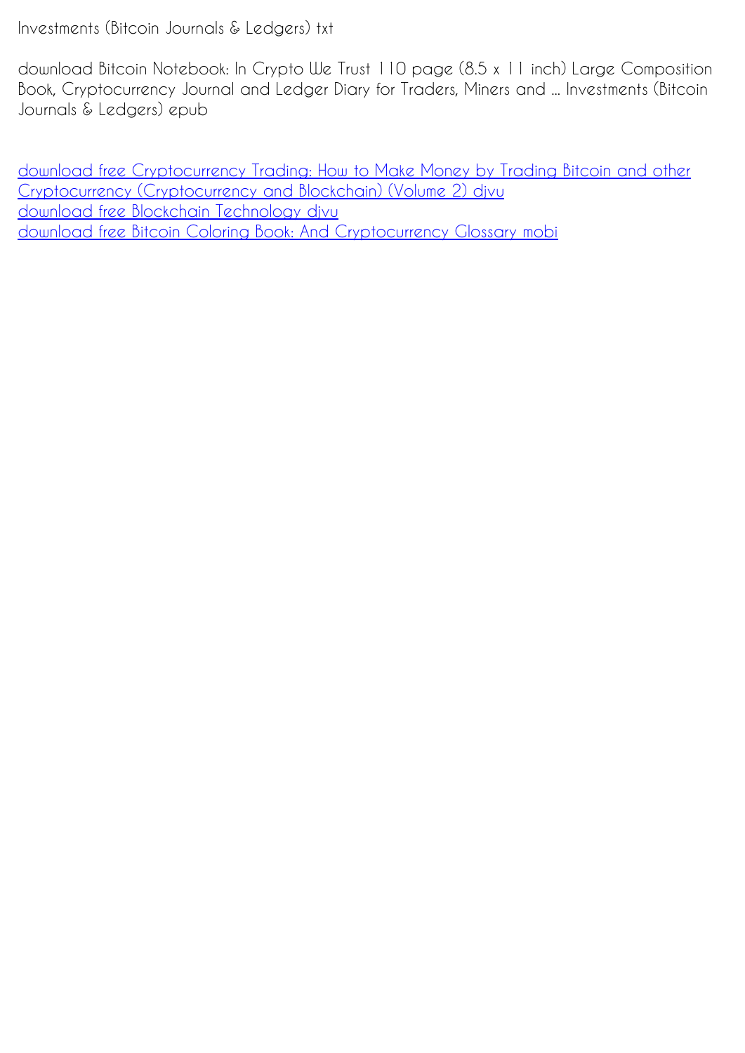Investments (Bitcoin Journals & Ledgers) txt

download Bitcoin Notebook: In Crypto We Trust 110 page (8.5 x 11 inch) Large Composition Book, Cryptocurrency Journal and Ledger Diary for Traders, Miners and ... Investments (Bitcoin Journals & Ledgers) epub

download free Cryptocurrency Trading: How to Make Money by Trading Bitcoin and other Cryptocurrency (Cryptocurrency and Blockchain) (Volume 2) djvu
download free Blockchain Technology djvu
download free Bitcoin Coloring Book: And Cryptocurrency Glossary mobi